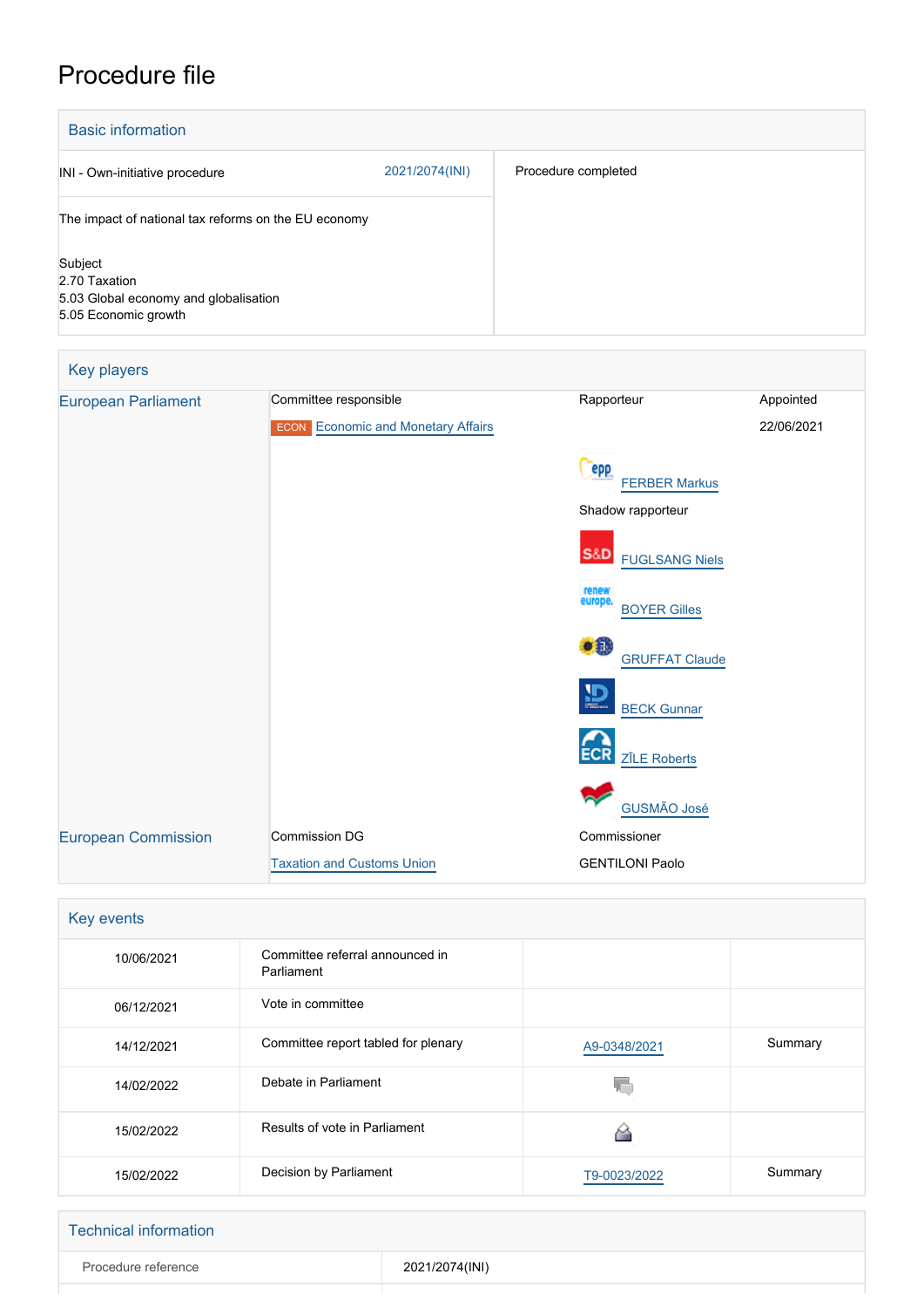# Procedure file

## Basic information

| | |
|---|---|
| INI - Own-initiative procedure 2021/2074(INI) | Procedure completed |
| The impact of national tax reforms on the EU economy | |
| Subject<br>2.70 Taxation<br>5.03 Global economy and globalisation<br>5.05 Economic growth | |

## Key players

| | | | |
|---|---|---|---|
| European Parliament | Committee responsible | Rapporteur | Appointed |
| | ECON Economic and Monetary Affairs | | 22/06/2021 |
| | | FERBER Markus | |
| | | Shadow rapporteur | |
| | | FUGLSANG Niels | |
| | | BOYER Gilles | |
| | | GRUFFAT Claude | |
| | | BECK Gunnar | |
| | | ZĪLE Roberts | |
| | | GUSMÃO José | |
| European Commission | Commission DG | Commissioner | |
| | Taxation and Customs Union | GENTILONI Paolo | |

## Key events

| | | | |
|---|---|---|---|
| 10/06/2021 | Committee referral announced in Parliament | | |
| 06/12/2021 | Vote in committee | | |
| 14/12/2021 | Committee report tabled for plenary | A9-0348/2021 | Summary |
| 14/02/2022 | Debate in Parliament | | |
| 15/02/2022 | Results of vote in Parliament | | |
| 15/02/2022 | Decision by Parliament | T9-0023/2022 | Summary |

## Technical information

| | |
|---|---|
| Procedure reference | 2021/2074(INI) |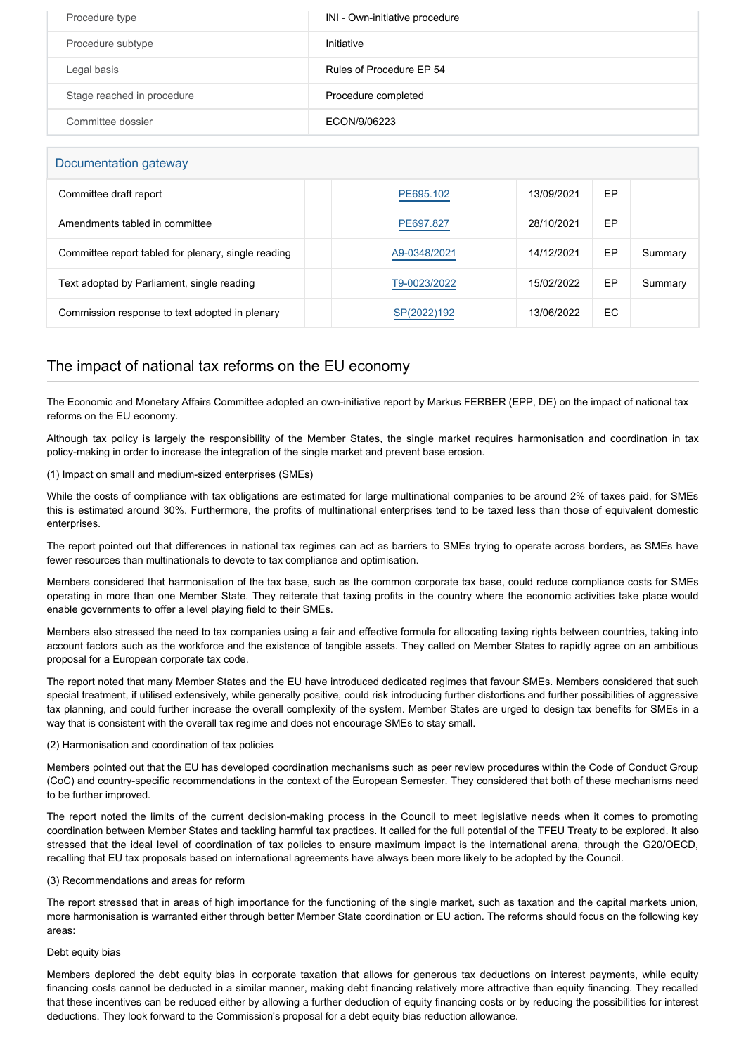| Procedure type | INI - Own-initiative procedure |
| --- | --- |
| Procedure subtype | Initiative |
| Legal basis | Rules of Procedure EP 54 |
| Stage reached in procedure | Procedure completed |
| Committee dossier | ECON/9/06223 |

## Documentation gateway

| | | | | | |
| --- | --- | --- | --- | --- | --- |
| Committee draft report | | PE695.102 | 13/09/2021 | EP | |
| Amendments tabled in committee | | PE697.827 | 28/10/2021 | EP | |
| Committee report tabled for plenary, single reading | | A9-0348/2021 | 14/12/2021 | EP | Summary |
| Text adopted by Parliament, single reading | | T9-0023/2022 | 15/02/2022 | EP | Summary |
| Commission response to text adopted in plenary | | SP(2022)192 | 13/06/2022 | EC | |

# The impact of national tax reforms on the EU economy

The Economic and Monetary Affairs Committee adopted an own-initiative report by Markus FERBER (EPP, DE) on the impact of national tax reforms on the EU economy.

Although tax policy is largely the responsibility of the Member States, the single market requires harmonisation and coordination in tax policy-making in order to increase the integration of the single market and prevent base erosion.

(1) Impact on small and medium-sized enterprises (SMEs)

While the costs of compliance with tax obligations are estimated for large multinational companies to be around 2% of taxes paid, for SMEs this is estimated around 30%. Furthermore, the profits of multinational enterprises tend to be taxed less than those of equivalent domestic enterprises.

The report pointed out that differences in national tax regimes can act as barriers to SMEs trying to operate across borders, as SMEs have fewer resources than multinationals to devote to tax compliance and optimisation.

Members considered that harmonisation of the tax base, such as the common corporate tax base, could reduce compliance costs for SMEs operating in more than one Member State. They reiterate that taxing profits in the country where the economic activities take place would enable governments to offer a level playing field to their SMEs.

Members also stressed the need to tax companies using a fair and effective formula for allocating taxing rights between countries, taking into account factors such as the workforce and the existence of tangible assets. They called on Member States to rapidly agree on an ambitious proposal for a European corporate tax code.

The report noted that many Member States and the EU have introduced dedicated regimes that favour SMEs. Members considered that such special treatment, if utilised extensively, while generally positive, could risk introducing further distortions and further possibilities of aggressive tax planning, and could further increase the overall complexity of the system. Member States are urged to design tax benefits for SMEs in a way that is consistent with the overall tax regime and does not encourage SMEs to stay small.

(2) Harmonisation and coordination of tax policies

Members pointed out that the EU has developed coordination mechanisms such as peer review procedures within the Code of Conduct Group (CoC) and country-specific recommendations in the context of the European Semester. They considered that both of these mechanisms need to be further improved.

The report noted the limits of the current decision-making process in the Council to meet legislative needs when it comes to promoting coordination between Member States and tackling harmful tax practices. It called for the full potential of the TFEU Treaty to be explored. It also stressed that the ideal level of coordination of tax policies to ensure maximum impact is the international arena, through the G20/OECD, recalling that EU tax proposals based on international agreements have always been more likely to be adopted by the Council.

(3) Recommendations and areas for reform

The report stressed that in areas of high importance for the functioning of the single market, such as taxation and the capital markets union, more harmonisation is warranted either through better Member State coordination or EU action. The reforms should focus on the following key areas:

Debt equity bias

Members deplored the debt equity bias in corporate taxation that allows for generous tax deductions on interest payments, while equity financing costs cannot be deducted in a similar manner, making debt financing relatively more attractive than equity financing. They recalled that these incentives can be reduced either by allowing a further deduction of equity financing costs or by reducing the possibilities for interest deductions. They look forward to the Commission's proposal for a debt equity bias reduction allowance.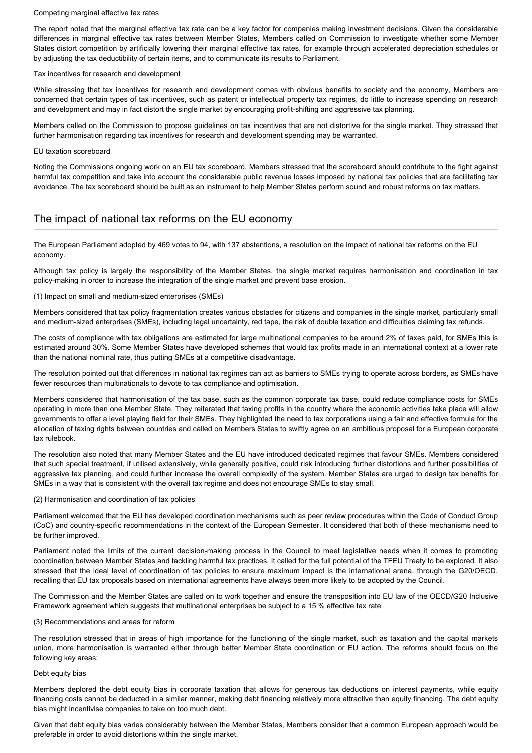Competing marginal effective tax rates

The report noted that the marginal effective tax rate can be a key factor for companies making investment decisions. Given the considerable differences in marginal effective tax rates between Member States, Members called on Commission to investigate whether some Member States distort competition by artificially lowering their marginal effective tax rates, for example through accelerated depreciation schedules or by adjusting the tax deductibility of certain items, and to communicate its results to Parliament.

Tax incentives for research and development

While stressing that tax incentives for research and development comes with obvious benefits to society and the economy, Members are concerned that certain types of tax incentives, such as patent or intellectual property tax regimes, do little to increase spending on research and development and may in fact distort the single market by encouraging profit-shifting and aggressive tax planning.

Members called on the Commission to propose guidelines on tax incentives that are not distortive for the single market. They stressed that further harmonisation regarding tax incentives for research and development spending may be warranted.

EU taxation scoreboard

Noting the Commissions ongoing work on an EU tax scoreboard, Members stressed that the scoreboard should contribute to the fight against harmful tax competition and take into account the considerable public revenue losses imposed by national tax policies that are facilitating tax avoidance. The tax scoreboard should be built as an instrument to help Member States perform sound and robust reforms on tax matters.

## The impact of national tax reforms on the EU economy

The European Parliament adopted by 469 votes to 94, with 137 abstentions, a resolution on the impact of national tax reforms on the EU economy.

Although tax policy is largely the responsibility of the Member States, the single market requires harmonisation and coordination in tax policy-making in order to increase the integration of the single market and prevent base erosion.

(1) Impact on small and medium-sized enterprises (SMEs)

Members considered that tax policy fragmentation creates various obstacles for citizens and companies in the single market, particularly small and medium-sized enterprises (SMEs), including legal uncertainty, red tape, the risk of double taxation and difficulties claiming tax refunds.

The costs of compliance with tax obligations are estimated for large multinational companies to be around 2% of taxes paid, for SMEs this is estimated around 30%. Some Member States have developed schemes that would tax profits made in an international context at a lower rate than the national nominal rate, thus putting SMEs at a competitive disadvantage.

The resolution pointed out that differences in national tax regimes can act as barriers to SMEs trying to operate across borders, as SMEs have fewer resources than multinationals to devote to tax compliance and optimisation.

Members considered that harmonisation of the tax base, such as the common corporate tax base, could reduce compliance costs for SMEs operating in more than one Member State. They reiterated that taxing profits in the country where the economic activities take place will allow governments to offer a level playing field for their SMEs. They highlighted the need to tax corporations using a fair and effective formula for the allocation of taxing rights between countries and called on Members States to swiftly agree on an ambitious proposal for a European corporate tax rulebook.

The resolution also noted that many Member States and the EU have introduced dedicated regimes that favour SMEs. Members considered that such special treatment, if utilised extensively, while generally positive, could risk introducing further distortions and further possibilities of aggressive tax planning, and could further increase the overall complexity of the system. Member States are urged to design tax benefits for SMEs in a way that is consistent with the overall tax regime and does not encourage SMEs to stay small.

(2) Harmonisation and coordination of tax policies

Parliament welcomed that the EU has developed coordination mechanisms such as peer review procedures within the Code of Conduct Group (CoC) and country-specific recommendations in the context of the European Semester. It considered that both of these mechanisms need to be further improved.

Parliament noted the limits of the current decision-making process in the Council to meet legislative needs when it comes to promoting coordination between Member States and tackling harmful tax practices. It called for the full potential of the TFEU Treaty to be explored. It also stressed that the ideal level of coordination of tax policies to ensure maximum impact is the international arena, through the G20/OECD, recalling that EU tax proposals based on international agreements have always been more likely to be adopted by the Council.

The Commission and the Member States are called on to work together and ensure the transposition into EU law of the OECD/G20 Inclusive Framework agreement which suggests that multinational enterprises be subject to a 15 % effective tax rate.

(3) Recommendations and areas for reform

The resolution stressed that in areas of high importance for the functioning of the single market, such as taxation and the capital markets union, more harmonisation is warranted either through better Member State coordination or EU action. The reforms should focus on the following key areas:

Debt equity bias

Members deplored the debt equity bias in corporate taxation that allows for generous tax deductions on interest payments, while equity financing costs cannot be deducted in a similar manner, making debt financing relatively more attractive than equity financing. The debt equity bias might incentivise companies to take on too much debt.

Given that debt equity bias varies considerably between the Member States, Members consider that a common European approach would be preferable in order to avoid distortions within the single market.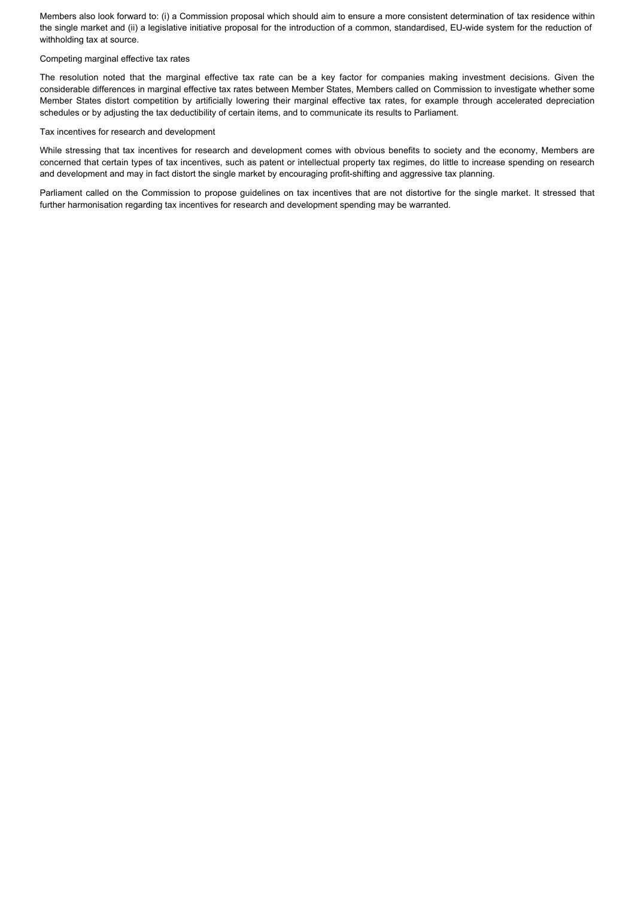Members also look forward to: (i) a Commission proposal which should aim to ensure a more consistent determination of tax residence within the single market and (ii) a legislative initiative proposal for the introduction of a common, standardised, EU-wide system for the reduction of withholding tax at source.

### Competing marginal effective tax rates

The resolution noted that the marginal effective tax rate can be a key factor for companies making investment decisions. Given the considerable differences in marginal effective tax rates between Member States, Members called on Commission to investigate whether some Member States distort competition by artificially lowering their marginal effective tax rates, for example through accelerated depreciation schedules or by adjusting the tax deductibility of certain items, and to communicate its results to Parliament.

### Tax incentives for research and development

While stressing that tax incentives for research and development comes with obvious benefits to society and the economy, Members are concerned that certain types of tax incentives, such as patent or intellectual property tax regimes, do little to increase spending on research and development and may in fact distort the single market by encouraging profit-shifting and aggressive tax planning.

Parliament called on the Commission to propose guidelines on tax incentives that are not distortive for the single market. It stressed that further harmonisation regarding tax incentives for research and development spending may be warranted.